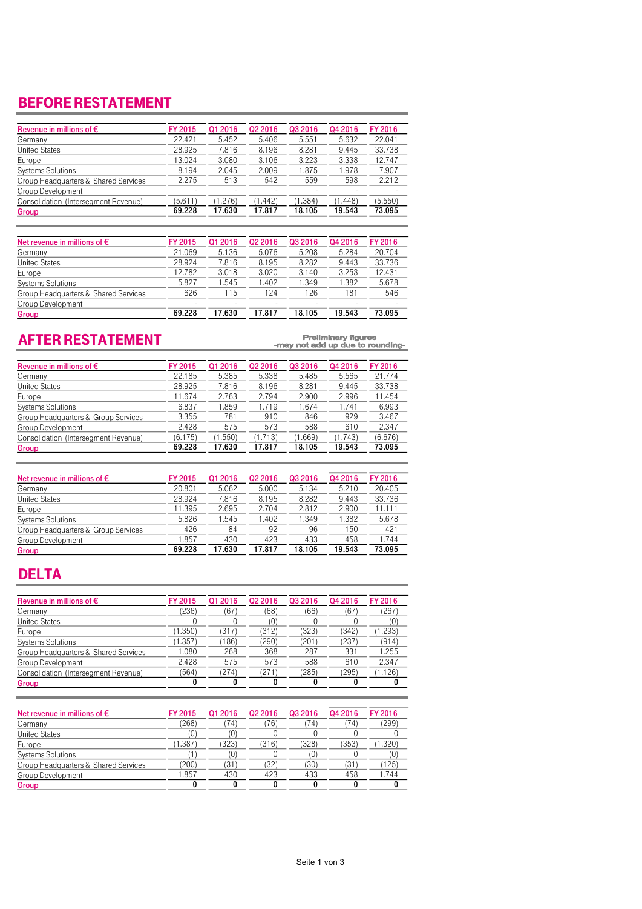# BEFORE RESTATEMENT

| Revenue in millions of € | FY 2015 | Q1 2016 | Q2 2016 | Q3 2016 | Q4 2016 | FY 2016 |
|---|---|---|---|---|---|---|
| Germany | 22.421 | 5.452 | 5.406 | 5.551 | 5.632 | 22.041 |
| United States | 28.925 | 7.816 | 8.196 | 8.281 | 9.445 | 33.738 |
| Europe | 13.024 | 3.080 | 3.106 | 3.223 | 3.338 | 12.747 |
| Systems Solutions | 8.194 | 2.045 | 2.009 | 1.875 | 1.978 | 7.907 |
| Group Headquarters & Shared Services | 2.275 | 513 | 542 | 559 | 598 | 2.212 |
| Group Development | - | - | - | - | - | - |
| Consolidation (Intersegment Revenue) | (5.611) | (1.276) | (1.442) | (1.384) | (1.448) | (5.550) |
| **Group** | **69.228** | **17.630** | **17.817** | **18.105** | **19.543** | **73.095** |

| Net revenue in millions of € | FY 2015 | Q1 2016 | Q2 2016 | Q3 2016 | Q4 2016 | FY 2016 |
|---|---|---|---|---|---|---|
| Germany | 21.069 | 5.136 | 5.076 | 5.208 | 5.284 | 20.704 |
| United States | 28.924 | 7.816 | 8.195 | 8.282 | 9.443 | 33.736 |
| Europe | 12.782 | 3.018 | 3.020 | 3.140 | 3.253 | 12.431 |
| Systems Solutions | 5.827 | 1.545 | 1.402 | 1.349 | 1.382 | 5.678 |
| Group Headquarters & Shared Services | 626 | 115 | 124 | 126 | 181 | 546 |
| Group Development | - | - | - | - | - | - |
| **Group** | **69.228** | **17.630** | **17.817** | **18.105** | **19.543** | **73.095** |

# AFTER RESTATEMENT

Preliminary figures
-may not add up due to rounding-

| Revenue in millions of € | FY 2015 | Q1 2016 | Q2 2016 | Q3 2016 | Q4 2016 | FY 2016 |
|---|---|---|---|---|---|---|
| Germany | 22.185 | 5.385 | 5.338 | 5.485 | 5.565 | 21.774 |
| United States | 28.925 | 7.816 | 8.196 | 8.281 | 9.445 | 33.738 |
| Europe | 11.674 | 2.763 | 2.794 | 2.900 | 2.996 | 11.454 |
| Systems Solutions | 6.837 | 1.859 | 1.719 | 1.674 | 1.741 | 6.993 |
| Group Headquarters & Group Services | 3.355 | 781 | 910 | 846 | 929 | 3.467 |
| Group Development | 2.428 | 575 | 573 | 588 | 610 | 2.347 |
| Consolidation (Intersegment Revenue) | (6.175) | (1.550) | (1.713) | (1.669) | (1.743) | (6.676) |
| **Group** | **69.228** | **17.630** | **17.817** | **18.105** | **19.543** | **73.095** |

| Net revenue in millions of € | FY 2015 | Q1 2016 | Q2 2016 | Q3 2016 | Q4 2016 | FY 2016 |
|---|---|---|---|---|---|---|
| Germany | 20.801 | 5.062 | 5.000 | 5.134 | 5.210 | 20.405 |
| United States | 28.924 | 7.816 | 8.195 | 8.282 | 9.443 | 33.736 |
| Europe | 11.395 | 2.695 | 2.704 | 2.812 | 2.900 | 11.111 |
| Systems Solutions | 5.826 | 1.545 | 1.402 | 1.349 | 1.382 | 5.678 |
| Group Headquarters & Group Services | 426 | 84 | 92 | 96 | 150 | 421 |
| Group Development | 1.857 | 430 | 423 | 433 | 458 | 1.744 |
| **Group** | **69.228** | **17.630** | **17.817** | **18.105** | **19.543** | **73.095** |

# DELTA

| Revenue in millions of € | FY 2015 | Q1 2016 | Q2 2016 | Q3 2016 | Q4 2016 | FY 2016 |
|---|---|---|---|---|---|---|
| Germany | (236) | (67) | (68) | (66) | (67) | (267) |
| United States | 0 | 0 | (0) | 0 | 0 | (0) |
| Europe | (1.350) | (317) | (312) | (323) | (342) | (1.293) |
| Systems Solutions | (1.357) | (186) | (290) | (201) | (237) | (914) |
| Group Headquarters & Shared Services | 1.080 | 268 | 368 | 287 | 331 | 1.255 |
| Group Development | 2.428 | 575 | 573 | 588 | 610 | 2.347 |
| Consolidation (Intersegment Revenue) | (564) | (274) | (271) | (285) | (295) | (1.126) |
| **Group** | **0** | **0** | **0** | **0** | **0** | **0** |

| Net revenue in millions of € | FY 2015 | Q1 2016 | Q2 2016 | Q3 2016 | Q4 2016 | FY 2016 |
|---|---|---|---|---|---|---|
| Germany | (268) | (74) | (76) | (74) | (74) | (299) |
| United States | (0) | (0) | 0 | 0 | 0 | 0 |
| Europe | (1.387) | (323) | (316) | (328) | (353) | (1.320) |
| Systems Solutions | (1) | (0) | 0 | (0) | 0 | (0) |
| Group Headquarters & Shared Services | (200) | (31) | (32) | (30) | (31) | (125) |
| Group Development | 1.857 | 430 | 423 | 433 | 458 | 1.744 |
| **Group** | **0** | **0** | **0** | **0** | **0** | **0** |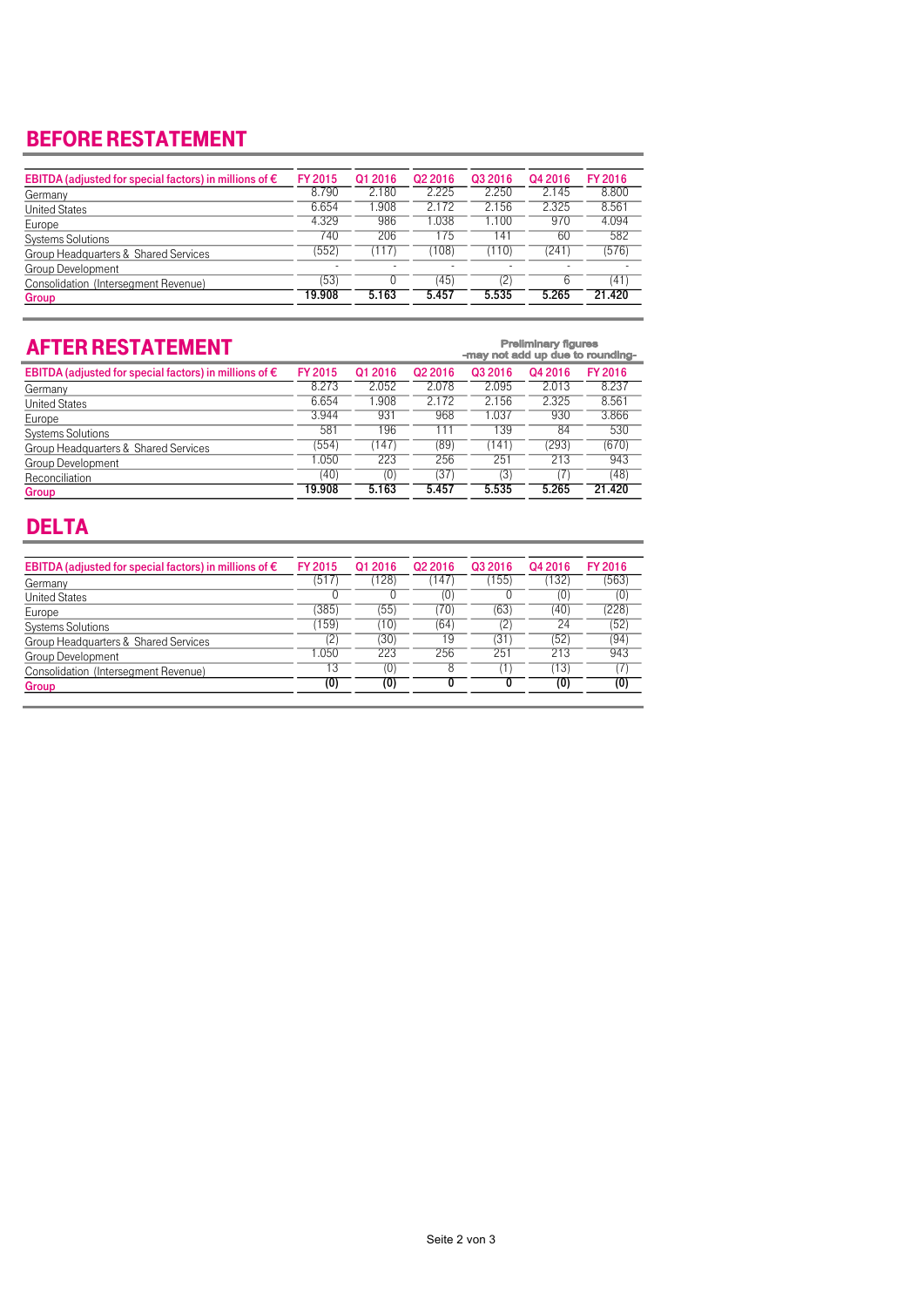# BEFORE RESTATEMENT

| EBITDA (adjusted for special factors) in millions of € | FY 2015 | Q1 2016 | Q2 2016 | Q3 2016 | Q4 2016 | FY 2016 |
|---|---|---|---|---|---|---|
| Germany | 8.790 | 2.180 | 2.225 | 2.250 | 2.145 | 8.800 |
| United States | 6.654 | 1.908 | 2.172 | 2.156 | 2.325 | 8.561 |
| Europe | 4.329 | 986 | 1.038 | 1.100 | 970 | 4.094 |
| Systems Solutions | 740 | 206 | 175 | 141 | 60 | 582 |
| Group Headquarters & Shared Services | (552) | (117) | (108) | (110) | (241) | (576) |
| Group Development | - | - | - | - | - | - |
| Consolidation (Intersegment Revenue) | (53) | 0 | (45) | (2) | 6 | (41) |
| **Group** | **19.908** | **5.163** | **5.457** | **5.535** | **5.265** | **21.420** |

# AFTER RESTATEMENT

**Preliminary figures**
**-may not add up due to rounding-**

| EBITDA (adjusted for special factors) in millions of € | FY 2015 | Q1 2016 | Q2 2016 | Q3 2016 | Q4 2016 | FY 2016 |
|---|---|---|---|---|---|---|
| Germany | 8.273 | 2.052 | 2.078 | 2.095 | 2.013 | 8.237 |
| United States | 6.654 | 1.908 | 2.172 | 2.156 | 2.325 | 8.561 |
| Europe | 3.944 | 931 | 968 | 1.037 | 930 | 3.866 |
| Systems Solutions | 581 | 196 | 111 | 139 | 84 | 530 |
| Group Headquarters & Shared Services | (554) | (147) | (89) | (141) | (293) | (670) |
| Group Development | 1.050 | 223 | 256 | 251 | 213 | 943 |
| Reconciliation | (40) | (0) | (37) | (3) | (7) | (48) |
| **Group** | **19.908** | **5.163** | **5.457** | **5.535** | **5.265** | **21.420** |

# DELTA

| EBITDA (adjusted for special factors) in millions of € | FY 2015 | Q1 2016 | Q2 2016 | Q3 2016 | Q4 2016 | FY 2016 |
|---|---|---|---|---|---|---|
| Germany | (517) | (128) | (147) | (155) | (132) | (563) |
| United States | 0 | 0 | (0) | 0 | (0) | (0) |
| Europe | (385) | (55) | (70) | (63) | (40) | (228) |
| Systems Solutions | (159) | (10) | (64) | (2) | 24 | (52) |
| Group Headquarters & Shared Services | (2) | (30) | 19 | (31) | (52) | (94) |
| Group Development | 1.050 | 223 | 256 | 251 | 213 | 943 |
| Consolidation (Intersegment Revenue) | 13 | (0) | 8 | (1) | (13) | (7) |
| **Group** | **(0)** | **(0)** | **0** | **0** | **(0)** | **(0)** |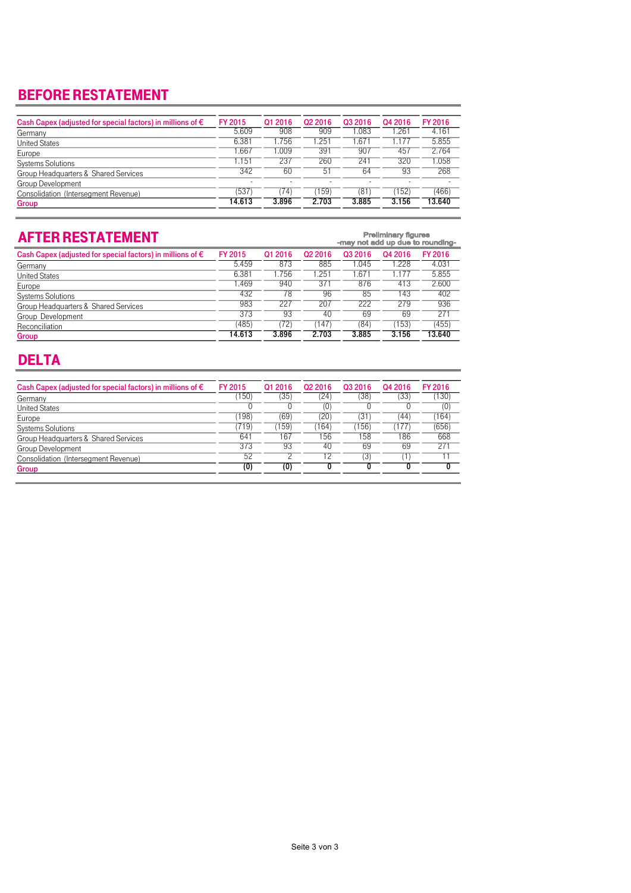## BEFORE RESTATEMENT

| Cash Capex (adjusted for special factors) in millions of € | FY 2015 | Q1 2016 | Q2 2016 | Q3 2016 | Q4 2016 | FY 2016 |
|---|---|---|---|---|---|---|
| Germany | 5.609 | 908 | 909 | 1.083 | 1.261 | 4.161 |
| United States | 6.381 | 1.756 | 1.251 | 1.671 | 1.177 | 5.855 |
| Europe | 1.667 | 1.009 | 391 | 907 | 457 | 2.764 |
| Systems Solutions | 1.151 | 237 | 260 | 241 | 320 | 1.058 |
| Group Headquarters & Shared Services | 342 | 60 | 51 | 64 | 93 | 268 |
| Group Development | - | - | - | - | - | - |
| Consolidation (Intersegment Revenue) | (537) | (74) | (159) | (81) | (152) | (466) |
| **Group** | **14.613** | **3.896** | **2.703** | **3.885** | **3.156** | **13.640** |

## AFTER RESTATEMENT

Preliminary figures
-may not add up due to rounding-

| Cash Capex (adjusted for special factors) in millions of € | FY 2015 | Q1 2016 | Q2 2016 | Q3 2016 | Q4 2016 | FY 2016 |
|---|---|---|---|---|---|---|
| Germany | 5.459 | 873 | 885 | 1.045 | 1.228 | 4.031 |
| United States | 6.381 | 1.756 | 1.251 | 1.671 | 1.177 | 5.855 |
| Europe | 1.469 | 940 | 371 | 876 | 413 | 2.600 |
| Systems Solutions | 432 | 78 | 96 | 85 | 143 | 402 |
| Group Headquarters & Shared Services | 983 | 227 | 207 | 222 | 279 | 936 |
| Group Development | 373 | 93 | 40 | 69 | 69 | 271 |
| Reconciliation | (485) | (72) | (147) | (84) | (153) | (455) |
| **Group** | **14.613** | **3.896** | **2.703** | **3.885** | **3.156** | **13.640** |

## DELTA

| Cash Capex (adjusted for special factors) in millions of € | FY 2015 | Q1 2016 | Q2 2016 | Q3 2016 | Q4 2016 | FY 2016 |
|---|---|---|---|---|---|---|
| Germany | (150) | (35) | (24) | (38) | (33) | (130) |
| United States | 0 | 0 | (0) | 0 | 0 | (0) |
| Europe | (198) | (69) | (20) | (31) | (44) | (164) |
| Systems Solutions | (719) | (159) | (164) | (156) | (177) | (656) |
| Group Headquarters & Shared Services | 641 | 167 | 156 | 158 | 186 | 668 |
| Group Development | 373 | 93 | 40 | 69 | 69 | 271 |
| Consolidation (Intersegment Revenue) | 52 | 2 | 12 | (3) | (1) | 11 |
| **Group** | **(0)** | **(0)** | **0** | **0** | **0** | **0** |